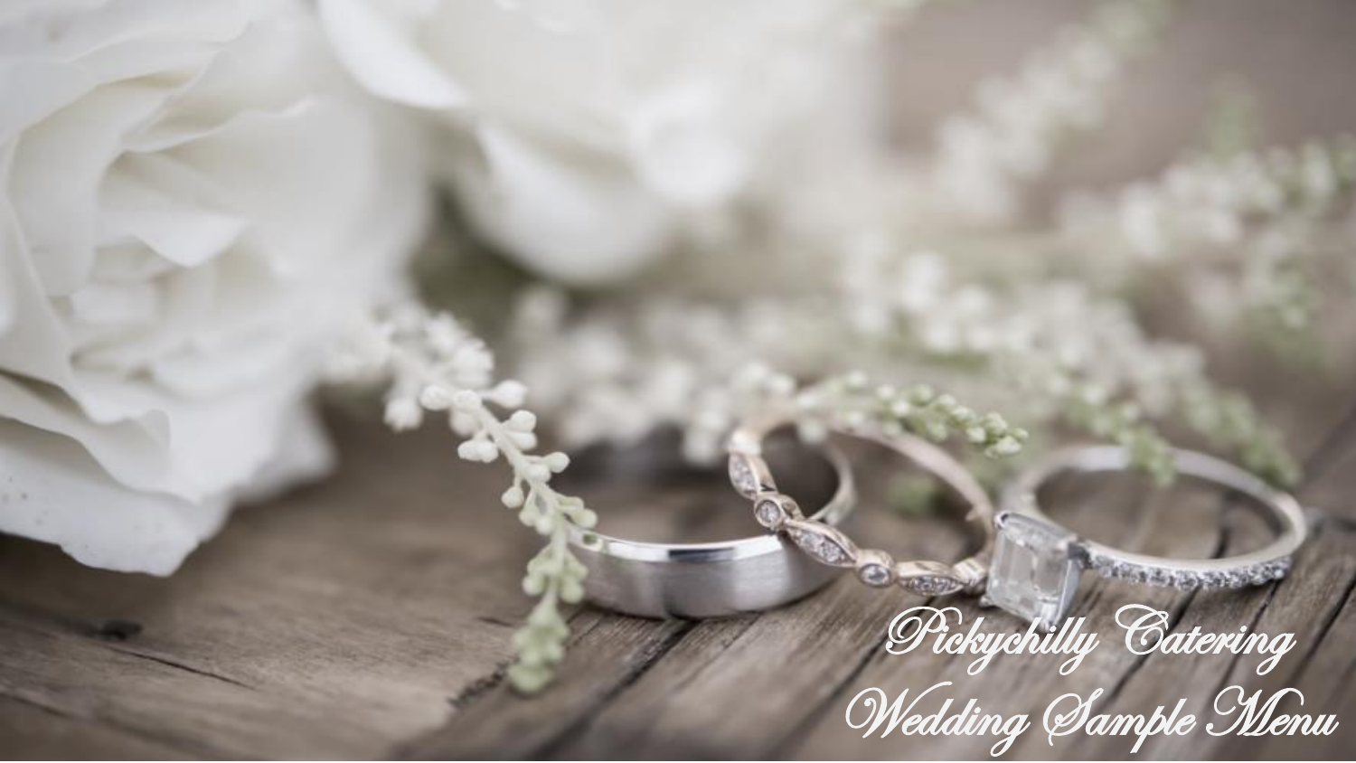# Pickychilly Catering

## Wedding Sample Menu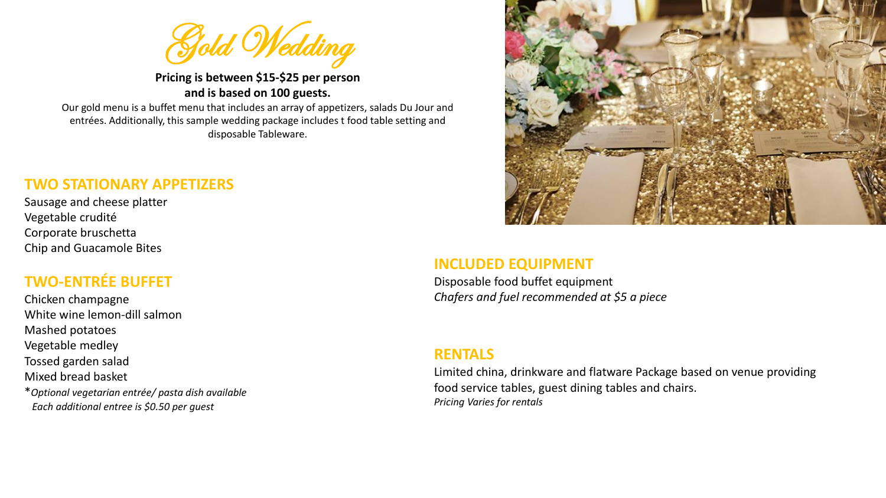# Gold Wedding

**Pricing is between $15-$25 per person and is based on 100 guests.**

Our gold menu is a buffet menu that includes an array of appetizers, salads Du Jour and entrées. Additionally, this sample wedding package includes t food table setting and disposable Tableware.

## TWO STATIONARY APPETIZERS

Sausage and cheese platter
Vegetable crudité
Corporate bruschetta
Chip and Guacamole Bites

## TWO-ENTRÉE BUFFET

Chicken champagne
White wine lemon-dill salmon
Mashed potatoes
Vegetable medley
Tossed garden salad
Mixed bread basket

**Optional vegetarian entrée/ pasta dish available*
*Each additional entree is $0.50 per guest*

## INCLUDED EQUIPMENT

Disposable food buffet equipment
*Chafers and fuel recommended at $5 a piece*

## RENTALS

Limited china, drinkware and flatware Package based on venue providing food service tables, guest dining tables and chairs.
*Pricing Varies for rentals*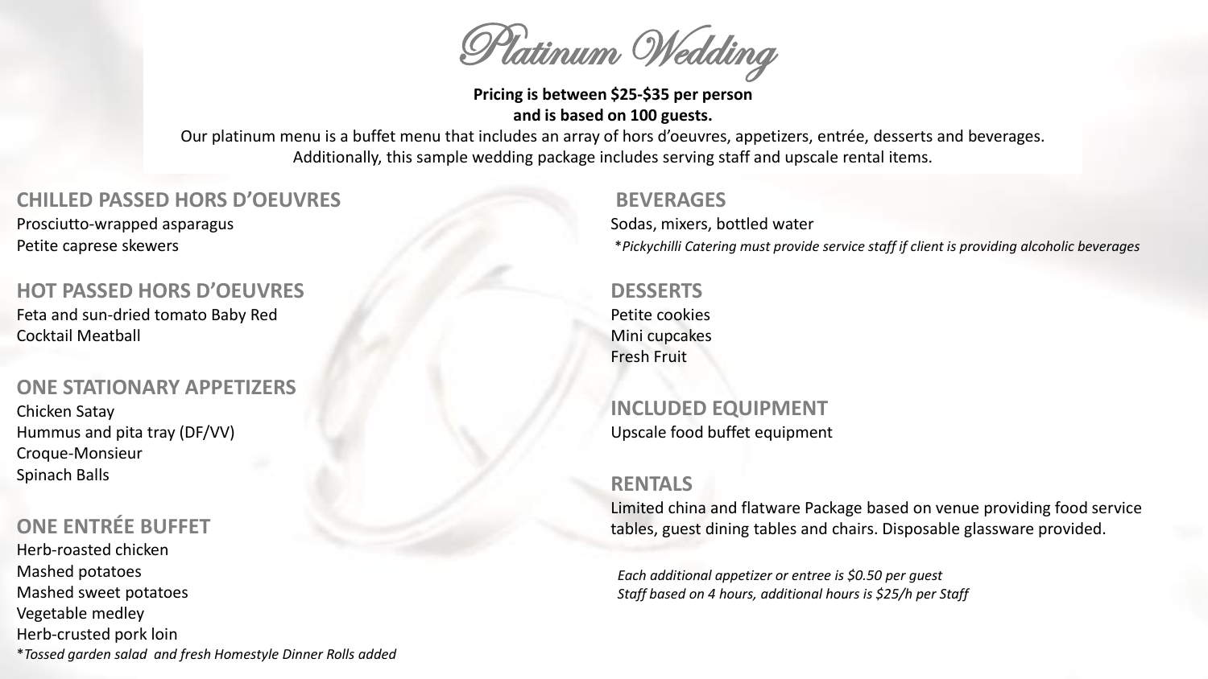# Platinum Wedding

**Pricing is between $25-$35 per person**
**and is based on 100 guests.**

Our platinum menu is a buffet menu that includes an array of hors d'oeuvres, appetizers, entrée, desserts and beverages. Additionally, this sample wedding package includes serving staff and upscale rental items.

## CHILLED PASSED HORS D'OEUVRES

Prosciutto-wrapped asparagus
Petite caprese skewers

## HOT PASSED HORS D'OEUVRES

Feta and sun-dried tomato Baby Red
Cocktail Meatball

## ONE STATIONARY APPETIZERS

Chicken Satay
Hummus and pita tray (DF/VV)
Croque-Monsieur
Spinach Balls

## ONE ENTRÉE BUFFET

Herb-roasted chicken
Mashed potatoes
Mashed sweet potatoes
Vegetable medley
Herb-crusted pork loin
**Tossed garden salad  and fresh Homestyle Dinner Rolls added*

## BEVERAGES

Sodas, mixers, bottled water
**Pickychilli Catering must provide service staff if client is providing alcoholic beverages*

## DESSERTS

Petite cookies
Mini cupcakes
Fresh Fruit

## INCLUDED EQUIPMENT

Upscale food buffet equipment

## RENTALS

Limited china and flatware Package based on venue providing food service tables, guest dining tables and chairs. Disposable glassware provided.

*Each additional appetizer or entree is $0.50 per guest*
*Staff based on 4 hours, additional hours is $25/h per Staff*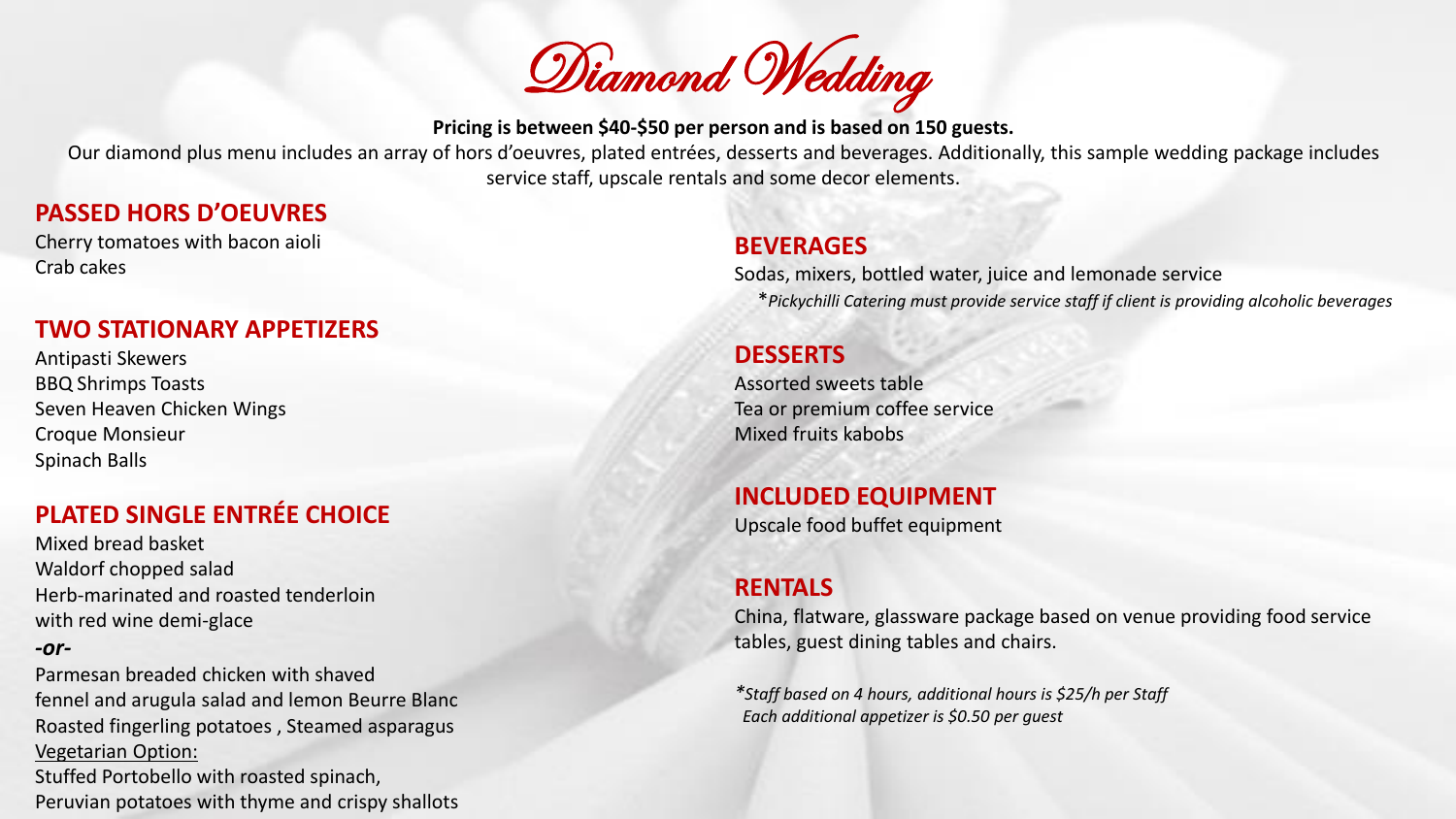# Diamond Wedding

**Pricing is between $40-$50 per person and is based on 150 guests.**

Our diamond plus menu includes an array of hors d'oeuvres, plated entrées, desserts and beverages. Additionally, this sample wedding package includes service staff, upscale rentals and some decor elements.

## PASSED HORS D'OEUVRES

Cherry tomatoes with bacon aioli
Crab cakes

## TWO STATIONARY APPETIZERS

Antipasti Skewers
BBQ Shrimps Toasts
Seven Heaven Chicken Wings
Croque Monsieur
Spinach Balls

## PLATED SINGLE ENTRÉE CHOICE

Mixed bread basket
Waldorf chopped salad
Herb-marinated and roasted tenderloin with red wine demi-glace

***-or-***

Parmesan breaded chicken with shaved fennel and arugula salad and lemon Beurre Blanc
Roasted fingerling potatoes , Steamed asparagus

<u>Vegetarian Option:</u>

Stuffed Portobello with roasted spinach, Peruvian potatoes with thyme and crispy shallots

## BEVERAGES

Sodas, mixers, bottled water, juice and lemonade service

*\*Pickychilli Catering must provide service staff if client is providing alcoholic beverages*

## DESSERTS

Assorted sweets table
Tea or premium coffee service
Mixed fruits kabobs

## INCLUDED EQUIPMENT

Upscale food buffet equipment

## RENTALS

China, flatware, glassware package based on venue providing food service tables, guest dining tables and chairs.

*\*Staff based on 4 hours, additional hours is $25/h per Staff*
*Each additional appetizer is $0.50 per guest*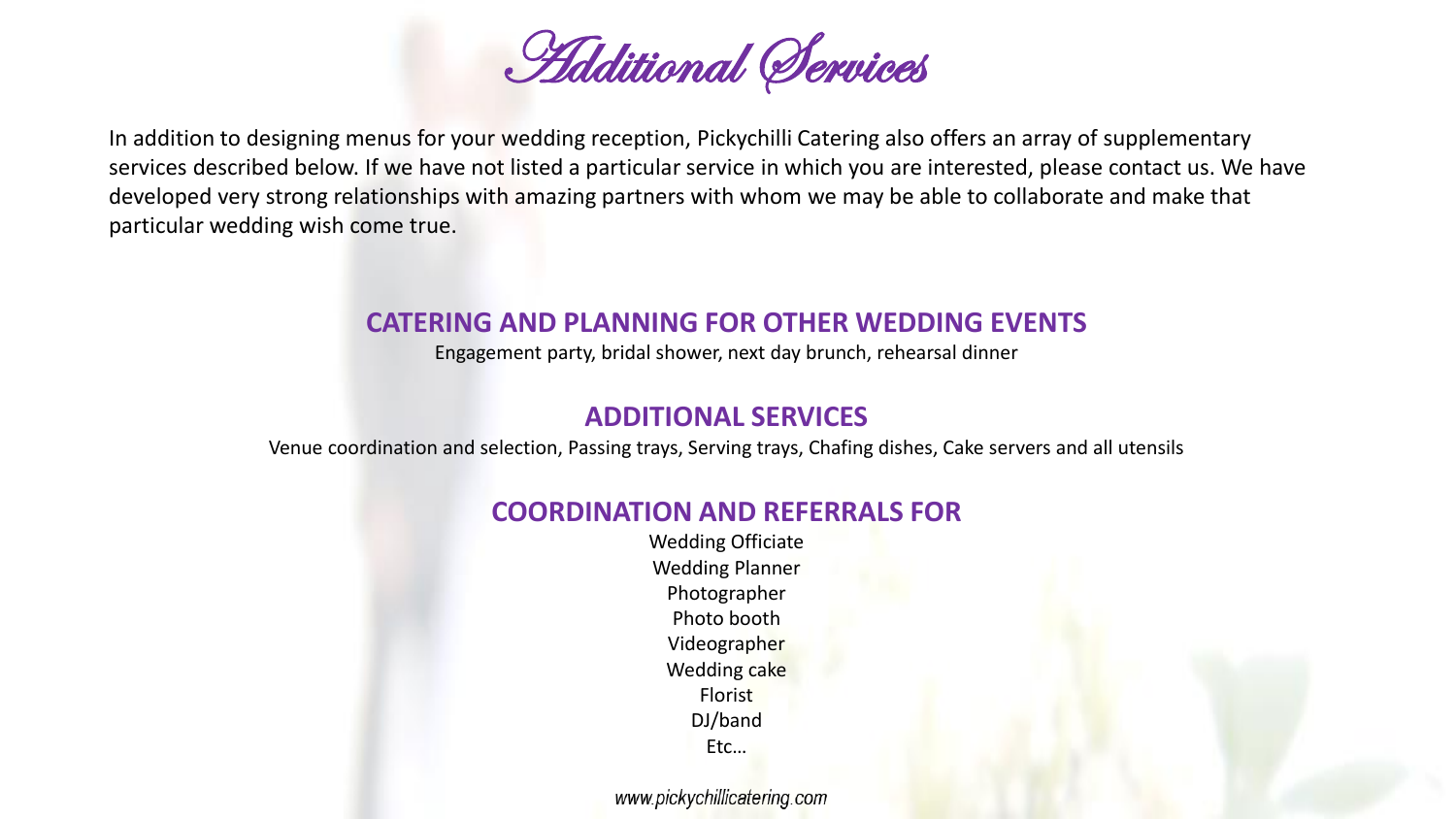# Additional Services

In addition to designing menus for your wedding reception, Pickychilli Catering also offers an array of supplementary services described below. If we have not listed a particular service in which you are interested, please contact us. We have developed very strong relationships with amazing partners with whom we may be able to collaborate and make that particular wedding wish come true.

## CATERING AND PLANNING FOR OTHER WEDDING EVENTS

Engagement party, bridal shower, next day brunch, rehearsal dinner

## ADDITIONAL SERVICES

Venue coordination and selection, Passing trays, Serving trays, Chafing dishes, Cake servers and all utensils

## COORDINATION AND REFERRALS FOR

Wedding Officiate
Wedding Planner
Photographer
Photo booth
Videographer
Wedding cake
Florist
DJ/band
Etc…

*www.pickychillicatering.com*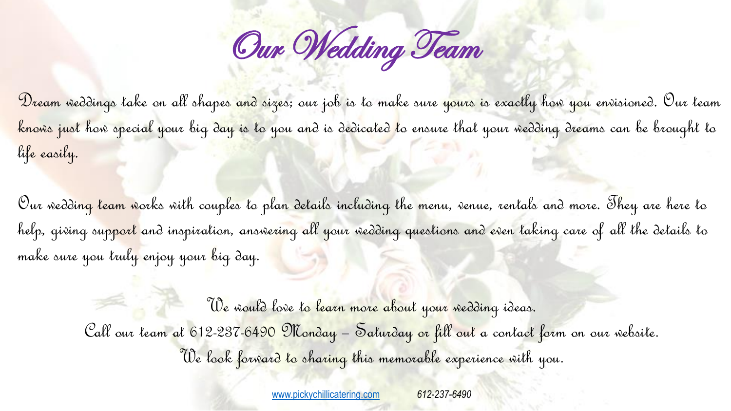# Our Wedding Team

Dream weddings take on all shapes and sizes; our job is to make sure yours is exactly how you envisioned. Our team knows just how special your big day is to you and is dedicated to ensure that your wedding dreams can be brought to life easily.

Our wedding team works with couples to plan details including the menu, venue, rentals and more. They are here to help, giving support and inspiration, answering all your wedding questions and even taking care of all the details to make sure you truly enjoy your big day.

We would love to learn more about your wedding ideas.
Call our team at 612-237-6490 Monday – Saturday or fill out a contact form on our website.
We look forward to sharing this memorable experience with you.

[www.pickychillicatering.com](http://www.pickychillicatering.com) *612-237-6490*